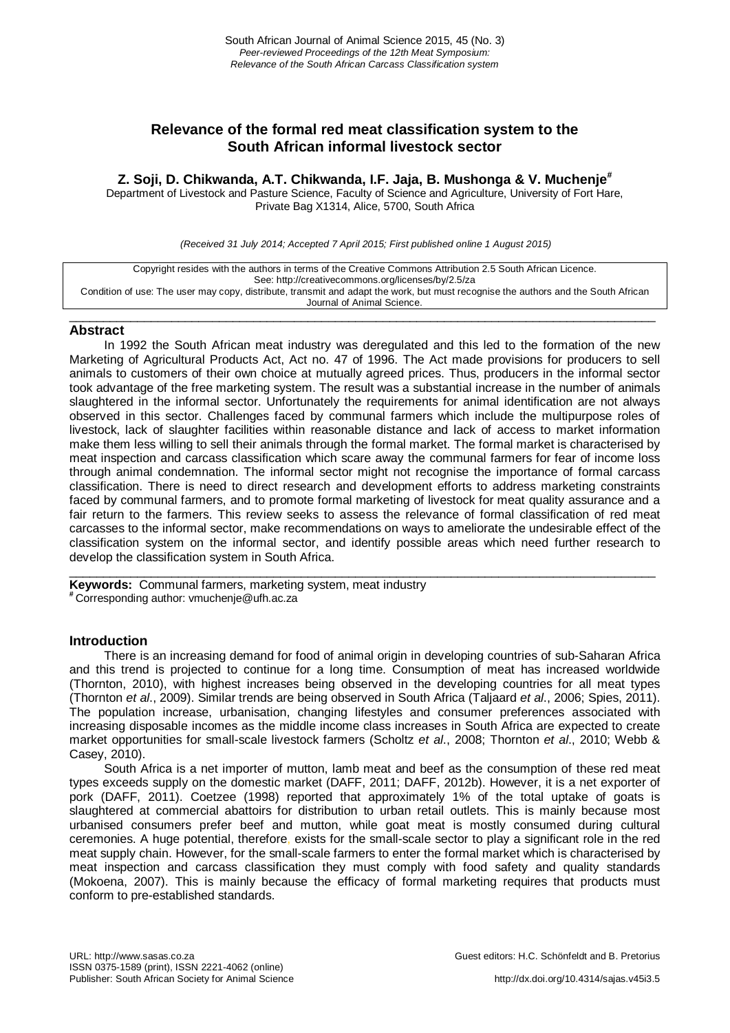# Relevance of the formal red meat classification system to the South African informal livestock sector

**Z. Soji, D. Chikwanda, A.T. Chikwanda, I.F. Jaja, B. Mushonga & V. Muchenje[#]**

Department of Livestock and Pasture Science, Faculty of Science and Agriculture, University of Fort Hare, Private Bag X1314, Alice, 5700, South Africa

*(Received 31 July 2014; Accepted 7 April 2015; First published online 1 August 2015)*

Copyright resides with the authors in terms of the Creative Commons Attribution 2.5 South African Licence.
See: http://creativecommons.org/licenses/by/2.5/za
Condition of use: The user may copy, distribute, transmit and adapt the work, but must recognise the authors and the South African Journal of Animal Science.

## Abstract

In 1992 the South African meat industry was deregulated and this led to the formation of the new Marketing of Agricultural Products Act, Act no. 47 of 1996. The Act made provisions for producers to sell animals to customers of their own choice at mutually agreed prices. Thus, producers in the informal sector took advantage of the free marketing system. The result was a substantial increase in the number of animals slaughtered in the informal sector. Unfortunately the requirements for animal identification are not always observed in this sector. Challenges faced by communal farmers which include the multipurpose roles of livestock, lack of slaughter facilities within reasonable distance and lack of access to market information make them less willing to sell their animals through the formal market. The formal market is characterised by meat inspection and carcass classification which scare away the communal farmers for fear of income loss through animal condemnation. The informal sector might not recognise the importance of formal carcass classification. There is need to direct research and development efforts to address marketing constraints faced by communal farmers, and to promote formal marketing of livestock for meat quality assurance and a fair return to the farmers. This review seeks to assess the relevance of formal classification of red meat carcasses to the informal sector, make recommendations on ways to ameliorate the undesirable effect of the classification system on the informal sector, and identify possible areas which need further research to develop the classification system in South Africa.

**Keywords:** Communal farmers, marketing system, meat industry

[#] Corresponding author: vmuchenje@ufh.ac.za

## Introduction

There is an increasing demand for food of animal origin in developing countries of sub-Saharan Africa and this trend is projected to continue for a long time. Consumption of meat has increased worldwide (Thornton, 2010), with highest increases being observed in the developing countries for all meat types (Thornton *et al*., 2009). Similar trends are being observed in South Africa (Taljaard *et al*., 2006; Spies, 2011). The population increase, urbanisation, changing lifestyles and consumer preferences associated with increasing disposable incomes as the middle income class increases in South Africa are expected to create market opportunities for small-scale livestock farmers (Scholtz *et al*., 2008; Thornton *et al*., 2010; Webb & Casey, 2010).

South Africa is a net importer of mutton, lamb meat and beef as the consumption of these red meat types exceeds supply on the domestic market (DAFF, 2011; DAFF, 2012b). However, it is a net exporter of pork (DAFF, 2011). Coetzee (1998) reported that approximately 1% of the total uptake of goats is slaughtered at commercial abattoirs for distribution to urban retail outlets. This is mainly because most urbanised consumers prefer beef and mutton, while goat meat is mostly consumed during cultural ceremonies. A huge potential, therefore, exists for the small-scale sector to play a significant role in the red meat supply chain. However, for the small-scale farmers to enter the formal market which is characterised by meat inspection and carcass classification they must comply with food safety and quality standards (Mokoena, 2007). This is mainly because the efficacy of formal marketing requires that products must conform to pre-established standards.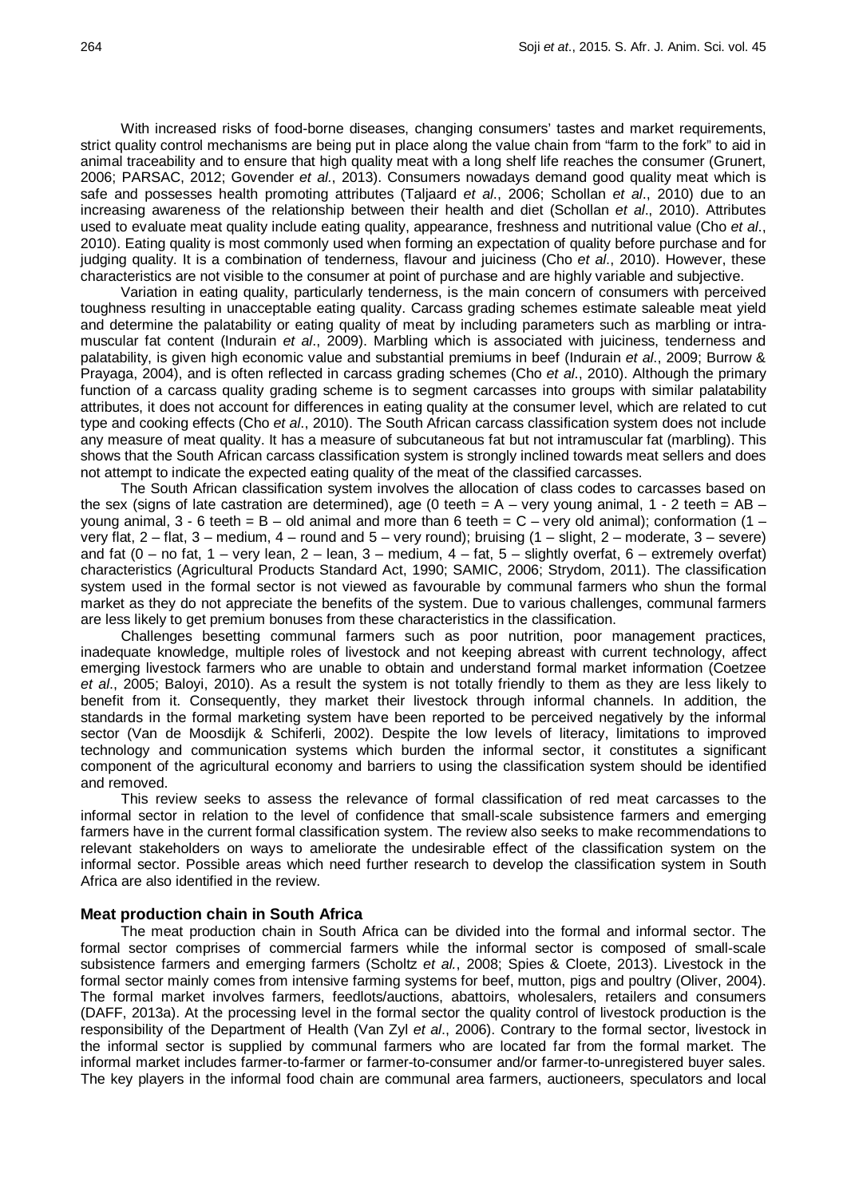With increased risks of food-borne diseases, changing consumers' tastes and market requirements, strict quality control mechanisms are being put in place along the value chain from "farm to the fork" to aid in animal traceability and to ensure that high quality meat with a long shelf life reaches the consumer (Grunert, 2006; PARSAC, 2012; Govender *et al.*, 2013). Consumers nowadays demand good quality meat which is safe and possesses health promoting attributes (Taljaard *et al*., 2006; Schollan *et al*., 2010) due to an increasing awareness of the relationship between their health and diet (Schollan *et al*., 2010). Attributes used to evaluate meat quality include eating quality, appearance, freshness and nutritional value (Cho *et al*., 2010). Eating quality is most commonly used when forming an expectation of quality before purchase and for judging quality. It is a combination of tenderness, flavour and juiciness (Cho *et al*., 2010). However, these characteristics are not visible to the consumer at point of purchase and are highly variable and subjective.

Variation in eating quality, particularly tenderness, is the main concern of consumers with perceived toughness resulting in unacceptable eating quality. Carcass grading schemes estimate saleable meat yield and determine the palatability or eating quality of meat by including parameters such as marbling or intra-muscular fat content (Indurain *et al*., 2009). Marbling which is associated with juiciness, tenderness and palatability, is given high economic value and substantial premiums in beef (Indurain *et al*., 2009; Burrow & Prayaga, 2004), and is often reflected in carcass grading schemes (Cho *et al*., 2010). Although the primary function of a carcass quality grading scheme is to segment carcasses into groups with similar palatability attributes, it does not account for differences in eating quality at the consumer level, which are related to cut type and cooking effects (Cho *et al*., 2010). The South African carcass classification system does not include any measure of meat quality. It has a measure of subcutaneous fat but not intramuscular fat (marbling). This shows that the South African carcass classification system is strongly inclined towards meat sellers and does not attempt to indicate the expected eating quality of the meat of the classified carcasses.

The South African classification system involves the allocation of class codes to carcasses based on the sex (signs of late castration are determined), age (0 teeth = A – very young animal, 1 - 2 teeth = AB – young animal, 3 - 6 teeth = B – old animal and more than 6 teeth = C – very old animal); conformation (1 – very flat, 2 – flat, 3 – medium, 4 – round and 5 – very round); bruising (1 – slight, 2 – moderate, 3 – severe) and fat (0 – no fat, 1 – very lean, 2 – lean, 3 – medium, 4 – fat, 5 – slightly overfat, 6 – extremely overfat) characteristics (Agricultural Products Standard Act, 1990; SAMIC, 2006; Strydom, 2011). The classification system used in the formal sector is not viewed as favourable by communal farmers who shun the formal market as they do not appreciate the benefits of the system. Due to various challenges, communal farmers are less likely to get premium bonuses from these characteristics in the classification.

Challenges besetting communal farmers such as poor nutrition, poor management practices, inadequate knowledge, multiple roles of livestock and not keeping abreast with current technology, affect emerging livestock farmers who are unable to obtain and understand formal market information (Coetzee *et al*., 2005; Baloyi, 2010). As a result the system is not totally friendly to them as they are less likely to benefit from it. Consequently, they market their livestock through informal channels. In addition, the standards in the formal marketing system have been reported to be perceived negatively by the informal sector (Van de Moosdijk & Schiferli, 2002). Despite the low levels of literacy, limitations to improved technology and communication systems which burden the informal sector, it constitutes a significant component of the agricultural economy and barriers to using the classification system should be identified and removed.

This review seeks to assess the relevance of formal classification of red meat carcasses to the informal sector in relation to the level of confidence that small-scale subsistence farmers and emerging farmers have in the current formal classification system. The review also seeks to make recommendations to relevant stakeholders on ways to ameliorate the undesirable effect of the classification system on the informal sector. Possible areas which need further research to develop the classification system in South Africa are also identified in the review.

## Meat production chain in South Africa

The meat production chain in South Africa can be divided into the formal and informal sector. The formal sector comprises of commercial farmers while the informal sector is composed of small-scale subsistence farmers and emerging farmers (Scholtz *et al.*, 2008; Spies & Cloete, 2013). Livestock in the formal sector mainly comes from intensive farming systems for beef, mutton, pigs and poultry (Oliver, 2004). The formal market involves farmers, feedlots/auctions, abattoirs, wholesalers, retailers and consumers (DAFF, 2013a). At the processing level in the formal sector the quality control of livestock production is the responsibility of the Department of Health (Van Zyl *et al*., 2006). Contrary to the formal sector, livestock in the informal sector is supplied by communal farmers who are located far from the formal market. The informal market includes farmer-to-farmer or farmer-to-consumer and/or farmer-to-unregistered buyer sales. The key players in the informal food chain are communal area farmers, auctioneers, speculators and local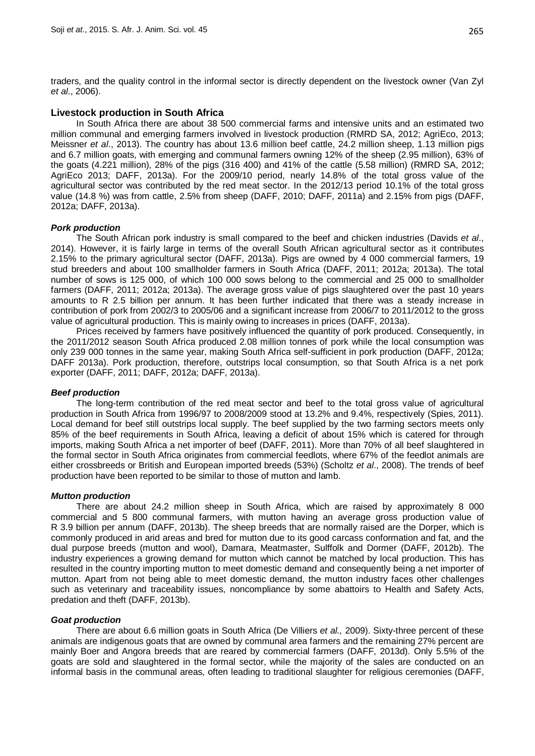traders, and the quality control in the informal sector is directly dependent on the livestock owner (Van Zyl *et al*., 2006).

## Livestock production in South Africa

In South Africa there are about 38 500 commercial farms and intensive units and an estimated two million communal and emerging farmers involved in livestock production (RMRD SA, 2012; AgriEco, 2013; Meissner *et al*., 2013). The country has about 13.6 million beef cattle, 24.2 million sheep, 1.13 million pigs and 6.7 million goats, with emerging and communal farmers owning 12% of the sheep (2.95 million), 63% of the goats (4.221 million), 28% of the pigs (316 400) and 41% of the cattle (5.58 million) (RMRD SA, 2012; AgriEco 2013; DAFF, 2013a). For the 2009/10 period, nearly 14.8% of the total gross value of the agricultural sector was contributed by the red meat sector. In the 2012/13 period 10.1% of the total gross value (14.8 %) was from cattle, 2.5% from sheep (DAFF, 2010; DAFF, 2011a) and 2.15% from pigs (DAFF, 2012a; DAFF, 2013a).

### *Pork production*

The South African pork industry is small compared to the beef and chicken industries (Davids *et al*., 2014). However, it is fairly large in terms of the overall South African agricultural sector as it contributes 2.15% to the primary agricultural sector (DAFF, 2013a). Pigs are owned by 4 000 commercial farmers, 19 stud breeders and about 100 smallholder farmers in South Africa (DAFF, 2011; 2012a; 2013a). The total number of sows is 125 000, of which 100 000 sows belong to the commercial and 25 000 to smallholder farmers (DAFF, 2011; 2012a; 2013a). The average gross value of pigs slaughtered over the past 10 years amounts to R 2.5 billion per annum. It has been further indicated that there was a steady increase in contribution of pork from 2002/3 to 2005/06 and a significant increase from 2006/7 to 2011/2012 to the gross value of agricultural production. This is mainly owing to increases in prices (DAFF, 2013a).

Prices received by farmers have positively influenced the quantity of pork produced. Consequently, in the 2011/2012 season South Africa produced 2.08 million tonnes of pork while the local consumption was only 239 000 tonnes in the same year, making South Africa self-sufficient in pork production (DAFF, 2012a; DAFF 2013a). Pork production, therefore, outstrips local consumption, so that South Africa is a net pork exporter (DAFF, 2011; DAFF, 2012a; DAFF, 2013a).

### *Beef production*

The long-term contribution of the red meat sector and beef to the total gross value of agricultural production in South Africa from 1996/97 to 2008/2009 stood at 13.2% and 9.4%, respectively (Spies, 2011). Local demand for beef still outstrips local supply. The beef supplied by the two farming sectors meets only 85% of the beef requirements in South Africa, leaving a deficit of about 15% which is catered for through imports, making South Africa a net importer of beef (DAFF, 2011). More than 70% of all beef slaughtered in the formal sector in South Africa originates from commercial feedlots, where 67% of the feedlot animals are either crossbreeds or British and European imported breeds (53%) (Scholtz *et al*., 2008). The trends of beef production have been reported to be similar to those of mutton and lamb.

### *Mutton production*

There are about 24.2 million sheep in South Africa, which are raised by approximately 8 000 commercial and 5 800 communal farmers, with mutton having an average gross production value of R 3.9 billion per annum (DAFF, 2013b). The sheep breeds that are normally raised are the Dorper, which is commonly produced in arid areas and bred for mutton due to its good carcass conformation and fat, and the dual purpose breeds (mutton and wool), Damara, Meatmaster, Sulffolk and Dormer (DAFF, 2012b). The industry experiences a growing demand for mutton which cannot be matched by local production. This has resulted in the country importing mutton to meet domestic demand and consequently being a net importer of mutton. Apart from not being able to meet domestic demand, the mutton industry faces other challenges such as veterinary and traceability issues, noncompliance by some abattoirs to Health and Safety Acts, predation and theft (DAFF, 2013b).

### *Goat production*

There are about 6.6 million goats in South Africa (De Villiers *et al.,* 2009). Sixty-three percent of these animals are indigenous goats that are owned by communal area farmers and the remaining 27% percent are mainly Boer and Angora breeds that are reared by commercial farmers (DAFF, 2013d). Only 5.5% of the goats are sold and slaughtered in the formal sector, while the majority of the sales are conducted on an informal basis in the communal areas, often leading to traditional slaughter for religious ceremonies (DAFF,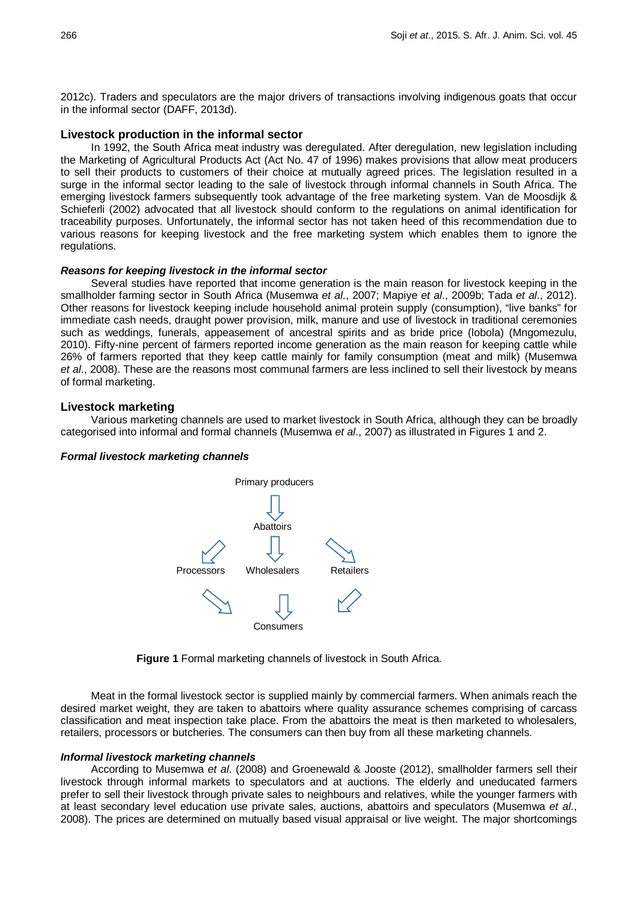2012c). Traders and speculators are the major drivers of transactions involving indigenous goats that occur in the informal sector (DAFF, 2013d).

## Livestock production in the informal sector

In 1992, the South Africa meat industry was deregulated. After deregulation, new legislation including the Marketing of Agricultural Products Act (Act No. 47 of 1996) makes provisions that allow meat producers to sell their products to customers of their choice at mutually agreed prices. The legislation resulted in a surge in the informal sector leading to the sale of livestock through informal channels in South Africa. The emerging livestock farmers subsequently took advantage of the free marketing system. Van de Moosdijk & Schieferli (2002) advocated that all livestock should conform to the regulations on animal identification for traceability purposes. Unfortunately, the informal sector has not taken heed of this recommendation due to various reasons for keeping livestock and the free marketing system which enables them to ignore the regulations.

### *Reasons for keeping livestock in the informal sector*

Several studies have reported that income generation is the main reason for livestock keeping in the smallholder farming sector in South Africa (Musemwa *et al*., 2007; Mapiye *et al*., 2009b; Tada *et al*., 2012). Other reasons for livestock keeping include household animal protein supply (consumption), "live banks" for immediate cash needs, draught power provision, milk, manure and use of livestock in traditional ceremonies such as weddings, funerals, appeasement of ancestral spirits and as bride price (lobola) (Mngomezulu, 2010). Fifty-nine percent of farmers reported income generation as the main reason for keeping cattle while 26% of farmers reported that they keep cattle mainly for family consumption (meat and milk) (Musemwa *et al*., 2008). These are the reasons most communal farmers are less inclined to sell their livestock by means of formal marketing.

## Livestock marketing

Various marketing channels are used to market livestock in South Africa, although they can be broadly categorised into informal and formal channels (Musemwa *et al*., 2007) as illustrated in Figures 1 and 2.

### *Formal livestock marketing channels*

Primary producers

Abattoirs

Processors

Wholesalers

Retailers

Consumers

**Figure 1** Formal marketing channels of livestock in South Africa.

Meat in the formal livestock sector is supplied mainly by commercial farmers. When animals reach the desired market weight, they are taken to abattoirs where quality assurance schemes comprising of carcass classification and meat inspection take place. From the abattoirs the meat is then marketed to wholesalers, retailers, processors or butcheries. The consumers can then buy from all these marketing channels.

### *Informal livestock marketing channels*

According to Musemwa *et al*. (2008) and Groenewald & Jooste (2012), smallholder farmers sell their livestock through informal markets to speculators and at auctions. The elderly and uneducated farmers prefer to sell their livestock through private sales to neighbours and relatives, while the younger farmers with at least secondary level education use private sales, auctions, abattoirs and speculators (Musemwa *et al*., 2008). The prices are determined on mutually based visual appraisal or live weight. The major shortcomings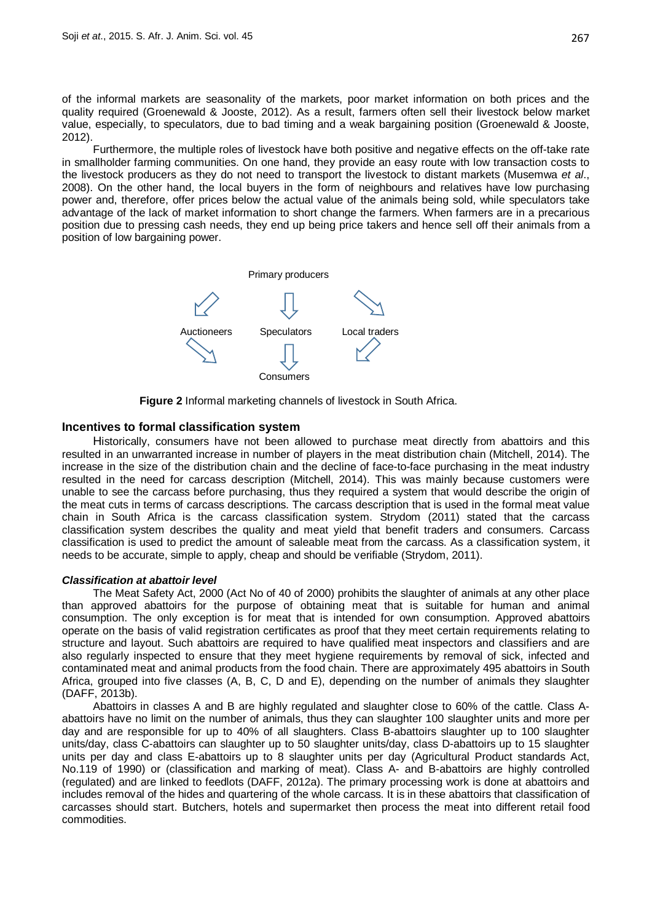of the informal markets are seasonality of the markets, poor market information on both prices and the quality required (Groenewald & Jooste, 2012). As a result, farmers often sell their livestock below market value, especially, to speculators, due to bad timing and a weak bargaining position (Groenewald & Jooste, 2012).

Furthermore, the multiple roles of livestock have both positive and negative effects on the off-take rate in smallholder farming communities. On one hand, they provide an easy route with low transaction costs to the livestock producers as they do not need to transport the livestock to distant markets (Musemwa *et al*., 2008). On the other hand, the local buyers in the form of neighbours and relatives have low purchasing power and, therefore, offer prices below the actual value of the animals being sold, while speculators take advantage of the lack of market information to short change the farmers. When farmers are in a precarious position due to pressing cash needs, they end up being price takers and hence sell off their animals from a position of low bargaining power.

Primary producers

Auctioneers

Speculators

Local traders

Consumers

**Figure 2** Informal marketing channels of livestock in South Africa.

## Incentives to formal classification system

Historically, consumers have not been allowed to purchase meat directly from abattoirs and this resulted in an unwarranted increase in number of players in the meat distribution chain (Mitchell, 2014). The increase in the size of the distribution chain and the decline of face-to-face purchasing in the meat industry resulted in the need for carcass description (Mitchell, 2014). This was mainly because customers were unable to see the carcass before purchasing, thus they required a system that would describe the origin of the meat cuts in terms of carcass descriptions. The carcass description that is used in the formal meat value chain in South Africa is the carcass classification system. Strydom (2011) stated that the carcass classification system describes the quality and meat yield that benefit traders and consumers. Carcass classification is used to predict the amount of saleable meat from the carcass. As a classification system, it needs to be accurate, simple to apply, cheap and should be verifiable (Strydom, 2011).

### *Classification at abattoir level*

The Meat Safety Act, 2000 (Act No of 40 of 2000) prohibits the slaughter of animals at any other place than approved abattoirs for the purpose of obtaining meat that is suitable for human and animal consumption. The only exception is for meat that is intended for own consumption. Approved abattoirs operate on the basis of valid registration certificates as proof that they meet certain requirements relating to structure and layout. Such abattoirs are required to have qualified meat inspectors and classifiers and are also regularly inspected to ensure that they meet hygiene requirements by removal of sick, infected and contaminated meat and animal products from the food chain. There are approximately 495 abattoirs in South Africa, grouped into five classes (A, B, C, D and E), depending on the number of animals they slaughter (DAFF, 2013b).

Abattoirs in classes A and B are highly regulated and slaughter close to 60% of the cattle. Class A-abattoirs have no limit on the number of animals, thus they can slaughter 100 slaughter units and more per day and are responsible for up to 40% of all slaughters. Class B-abattoirs slaughter up to 100 slaughter units/day, class C-abattoirs can slaughter up to 50 slaughter units/day, class D-abattoirs up to 15 slaughter units per day and class E-abattoirs up to 8 slaughter units per day (Agricultural Product standards Act, No.119 of 1990) or (classification and marking of meat). Class A- and B-abattoirs are highly controlled (regulated) and are linked to feedlots (DAFF, 2012a). The primary processing work is done at abattoirs and includes removal of the hides and quartering of the whole carcass. It is in these abattoirs that classification of carcasses should start. Butchers, hotels and supermarket then process the meat into different retail food commodities.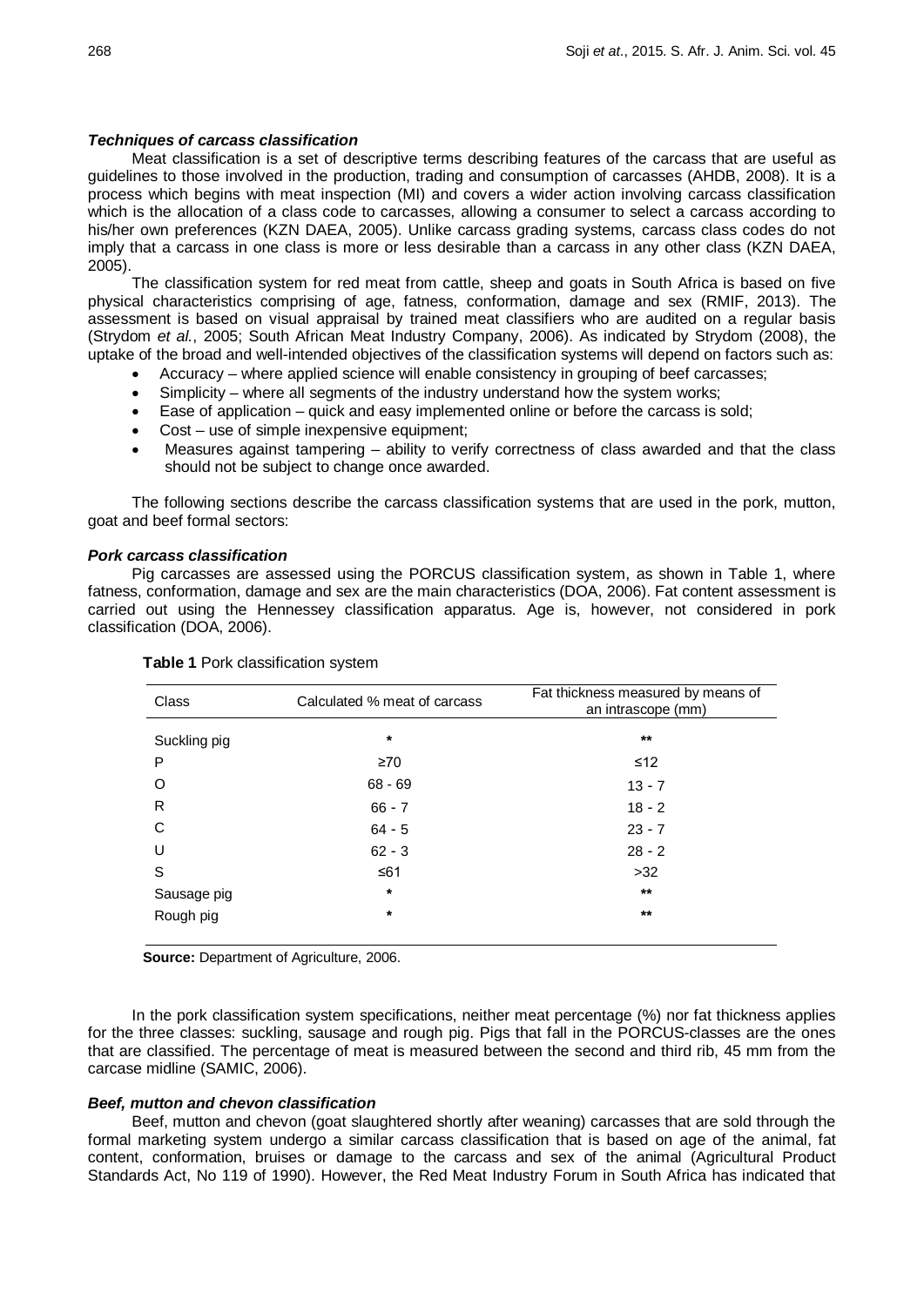### *Techniques of carcass classification*

Meat classification is a set of descriptive terms describing features of the carcass that are useful as guidelines to those involved in the production, trading and consumption of carcasses (AHDB, 2008). It is a process which begins with meat inspection (MI) and covers a wider action involving carcass classification which is the allocation of a class code to carcasses, allowing a consumer to select a carcass according to his/her own preferences (KZN DAEA, 2005). Unlike carcass grading systems, carcass class codes do not imply that a carcass in one class is more or less desirable than a carcass in any other class (KZN DAEA, 2005).

The classification system for red meat from cattle, sheep and goats in South Africa is based on five physical characteristics comprising of age, fatness, conformation, damage and sex (RMIF, 2013). The assessment is based on visual appraisal by trained meat classifiers who are audited on a regular basis (Strydom *et al.*, 2005; South African Meat Industry Company, 2006). As indicated by Strydom (2008), the uptake of the broad and well-intended objectives of the classification systems will depend on factors such as:

- Accuracy – where applied science will enable consistency in grouping of beef carcasses;
- Simplicity – where all segments of the industry understand how the system works;
- Ease of application – quick and easy implemented online or before the carcass is sold;
- Cost – use of simple inexpensive equipment;
- Measures against tampering – ability to verify correctness of class awarded and that the class should not be subject to change once awarded.

The following sections describe the carcass classification systems that are used in the pork, mutton, goat and beef formal sectors:

### *Pork carcass classification*

Pig carcasses are assessed using the PORCUS classification system, as shown in Table 1, where fatness, conformation, damage and sex are the main characteristics (DOA, 2006). Fat content assessment is carried out using the Hennessey classification apparatus. Age is, however, not considered in pork classification (DOA, 2006).

**Table 1** Pork classification system

| Class | Calculated % meat of carcass | Fat thickness measured by means of an intrascope (mm) |
|---|---|---|
| Suckling pig | * | ** |
| P | ≥70 | ≤12 |
| O | 68 - 69 | 13 - 7 |
| R | 66 - 7 | 18 - 2 |
| C | 64 - 5 | 23 - 7 |
| U | 62 - 3 | 28 - 2 |
| S | ≤61 | >32 |
| Sausage pig | * | ** |
| Rough pig | * | ** |

**Source:** Department of Agriculture, 2006.

In the pork classification system specifications, neither meat percentage (%) nor fat thickness applies for the three classes: suckling, sausage and rough pig. Pigs that fall in the PORCUS-classes are the ones that are classified. The percentage of meat is measured between the second and third rib, 45 mm from the carcase midline (SAMIC, 2006).

### *Beef, mutton and chevon classification*

Beef, mutton and chevon (goat slaughtered shortly after weaning) carcasses that are sold through the formal marketing system undergo a similar carcass classification that is based on age of the animal, fat content, conformation, bruises or damage to the carcass and sex of the animal (Agricultural Product Standards Act, No 119 of 1990). However, the Red Meat Industry Forum in South Africa has indicated that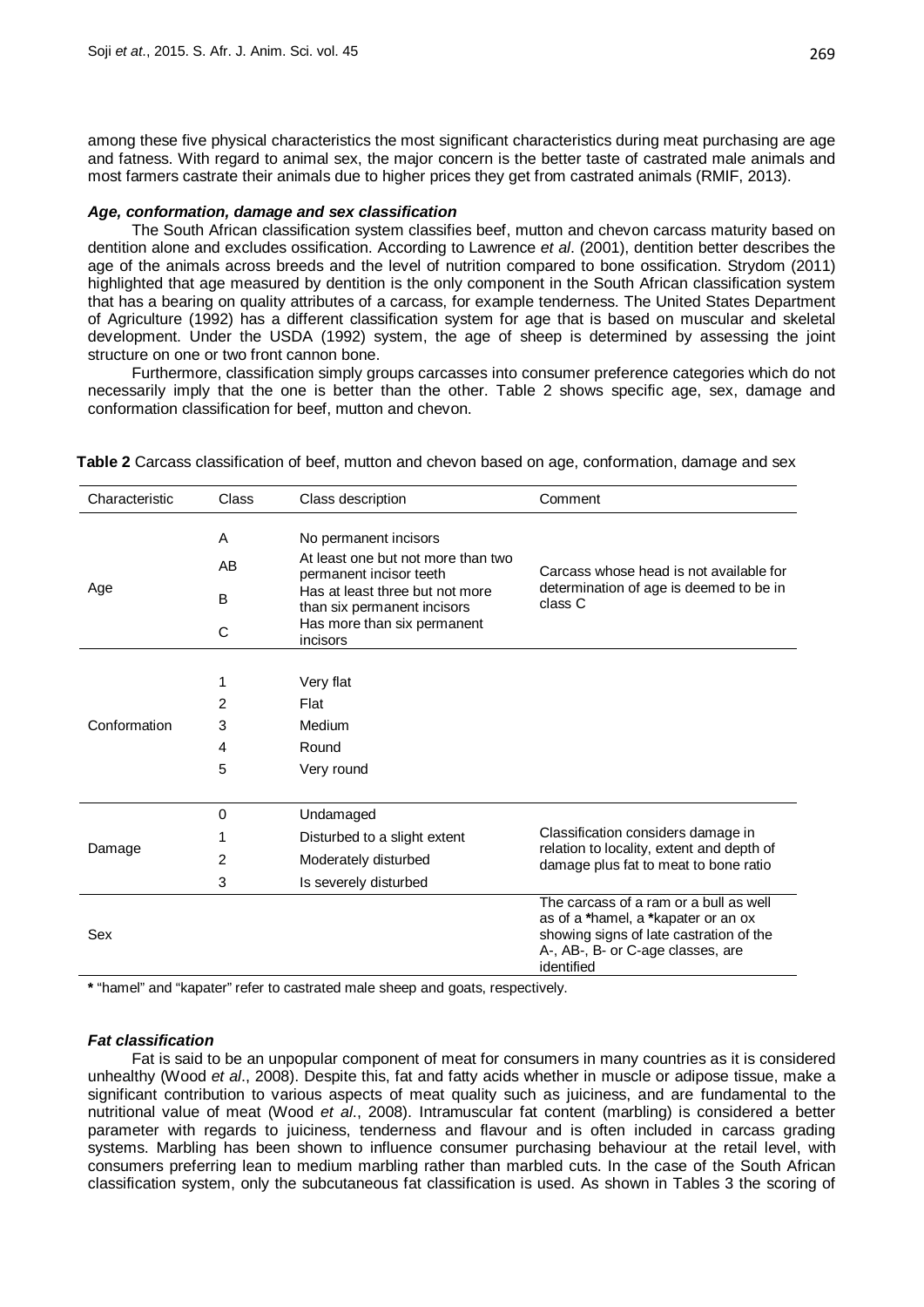among these five physical characteristics the most significant characteristics during meat purchasing are age and fatness. With regard to animal sex, the major concern is the better taste of castrated male animals and most farmers castrate their animals due to higher prices they get from castrated animals (RMIF, 2013).

***Age, conformation, damage and sex classification***

The South African classification system classifies beef, mutton and chevon carcass maturity based on dentition alone and excludes ossification. According to Lawrence *et al*. (2001), dentition better describes the age of the animals across breeds and the level of nutrition compared to bone ossification. Strydom (2011) highlighted that age measured by dentition is the only component in the South African classification system that has a bearing on quality attributes of a carcass, for example tenderness. The United States Department of Agriculture (1992) has a different classification system for age that is based on muscular and skeletal development. Under the USDA (1992) system, the age of sheep is determined by assessing the joint structure on one or two front cannon bone.

Furthermore, classification simply groups carcasses into consumer preference categories which do not necessarily imply that the one is better than the other. Table 2 shows specific age, sex, damage and conformation classification for beef, mutton and chevon.

**Table 2** Carcass classification of beef, mutton and chevon based on age, conformation, damage and sex

| Characteristic | Class | Class description | Comment |
|---|---|---|---|
| Age | A | No permanent incisors | Carcass whose head is not available for determination of age is deemed to be in class C |
| | AB | At least one but not more than two permanent incisor teeth | |
| | B | Has at least three but not more than six permanent incisors | |
| | C | Has more than six permanent incisors | |
| Conformation | 1 | Very flat | |
| | 2 | Flat | |
| | 3 | Medium | |
| | 4 | Round | |
| | 5 | Very round | |
| Damage | 0 | Undamaged | Classification considers damage in relation to locality, extent and depth of damage plus fat to meat to bone ratio |
| | 1 | Disturbed to a slight extent | |
| | 2 | Moderately disturbed | |
| | 3 | Is severely disturbed | |
| Sex | | | The carcass of a ram or a bull as well as of a *hamel, a *kapater or an ox showing signs of late castration of the A-, AB-, B- or C-age classes, are identified |

* "hamel" and "kapater" refer to castrated male sheep and goats, respectively.

***Fat classification***

Fat is said to be an unpopular component of meat for consumers in many countries as it is considered unhealthy (Wood *et al*., 2008). Despite this, fat and fatty acids whether in muscle or adipose tissue, make a significant contribution to various aspects of meat quality such as juiciness, and are fundamental to the nutritional value of meat (Wood *et al*., 2008). Intramuscular fat content (marbling) is considered a better parameter with regards to juiciness, tenderness and flavour and is often included in carcass grading systems. Marbling has been shown to influence consumer purchasing behaviour at the retail level, with consumers preferring lean to medium marbling rather than marbled cuts. In the case of the South African classification system, only the subcutaneous fat classification is used. As shown in Tables 3 the scoring of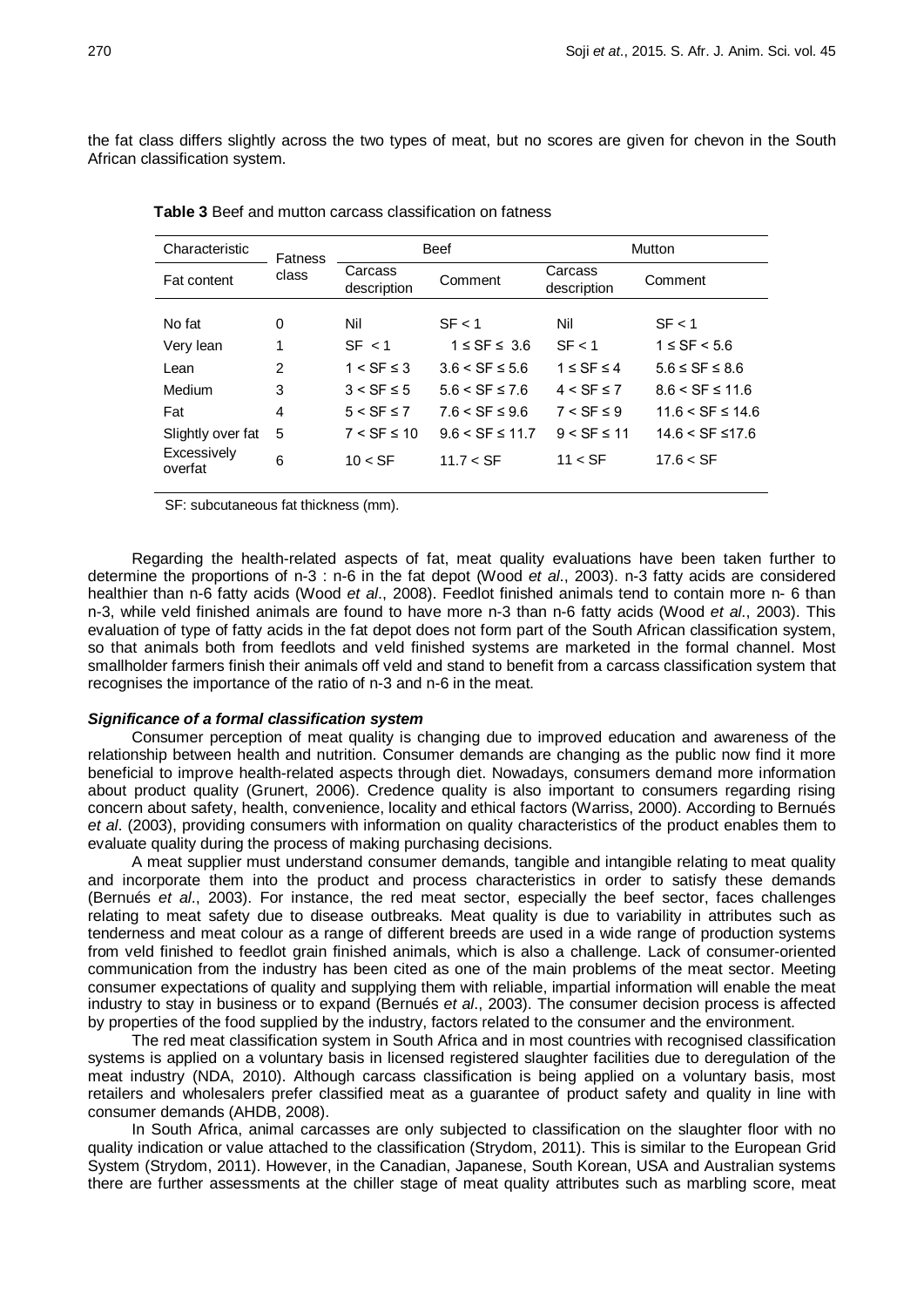the fat class differs slightly across the two types of meat, but no scores are given for chevon in the South African classification system.

**Table 3** Beef and mutton carcass classification on fatness

| Characteristic | Fatness class | Beef | | Mutton | |
|---|---|---|---|---|---|
| Fat content | | Carcass description | Comment | Carcass description | Comment |
| No fat | 0 | Nil | SF < 1 | Nil | SF < 1 |
| Very lean | 1 | SF < 1 | 1 ≤ SF ≤ 3.6 | SF < 1 | 1 ≤ SF < 5.6 |
| Lean | 2 | 1 < SF ≤ 3 | 3.6 < SF ≤ 5.6 | 1 ≤ SF ≤ 4 | 5.6 ≤ SF ≤ 8.6 |
| Medium | 3 | 3 < SF ≤ 5 | 5.6 < SF ≤ 7.6 | 4 < SF ≤ 7 | 8.6 < SF ≤ 11.6 |
| Fat | 4 | 5 < SF ≤ 7 | 7.6 < SF ≤ 9.6 | 7 < SF ≤ 9 | 11.6 < SF ≤ 14.6 |
| Slightly over fat | 5 | 7 < SF ≤ 10 | 9.6 < SF ≤ 11.7 | 9 < SF ≤ 11 | 14.6 < SF ≤17.6 |
| Excessively overfat | 6 | 10 < SF | 11.7 < SF | 11 < SF | 17.6 < SF |

SF: subcutaneous fat thickness (mm).

Regarding the health-related aspects of fat, meat quality evaluations have been taken further to determine the proportions of n-3 : n-6 in the fat depot (Wood *et al*., 2003). n-3 fatty acids are considered healthier than n-6 fatty acids (Wood *et al*., 2008). Feedlot finished animals tend to contain more n- 6 than n-3, while veld finished animals are found to have more n-3 than n-6 fatty acids (Wood *et al*., 2003). This evaluation of type of fatty acids in the fat depot does not form part of the South African classification system, so that animals both from feedlots and veld finished systems are marketed in the formal channel. Most smallholder farmers finish their animals off veld and stand to benefit from a carcass classification system that recognises the importance of the ratio of n-3 and n-6 in the meat.

### *Significance of a formal classification system*

Consumer perception of meat quality is changing due to improved education and awareness of the relationship between health and nutrition. Consumer demands are changing as the public now find it more beneficial to improve health-related aspects through diet. Nowadays, consumers demand more information about product quality (Grunert, 2006). Credence quality is also important to consumers regarding rising concern about safety, health, convenience, locality and ethical factors (Warriss, 2000). According to Bernués *et al*. (2003), providing consumers with information on quality characteristics of the product enables them to evaluate quality during the process of making purchasing decisions.

A meat supplier must understand consumer demands, tangible and intangible relating to meat quality and incorporate them into the product and process characteristics in order to satisfy these demands (Bernués *et al*., 2003). For instance, the red meat sector, especially the beef sector, faces challenges relating to meat safety due to disease outbreaks. Meat quality is due to variability in attributes such as tenderness and meat colour as a range of different breeds are used in a wide range of production systems from veld finished to feedlot grain finished animals, which is also a challenge. Lack of consumer-oriented communication from the industry has been cited as one of the main problems of the meat sector. Meeting consumer expectations of quality and supplying them with reliable, impartial information will enable the meat industry to stay in business or to expand (Bernués *et al*., 2003). The consumer decision process is affected by properties of the food supplied by the industry, factors related to the consumer and the environment.

The red meat classification system in South Africa and in most countries with recognised classification systems is applied on a voluntary basis in licensed registered slaughter facilities due to deregulation of the meat industry (NDA, 2010). Although carcass classification is being applied on a voluntary basis, most retailers and wholesalers prefer classified meat as a guarantee of product safety and quality in line with consumer demands (AHDB, 2008).

In South Africa, animal carcasses are only subjected to classification on the slaughter floor with no quality indication or value attached to the classification (Strydom, 2011). This is similar to the European Grid System (Strydom, 2011). However, in the Canadian, Japanese, South Korean, USA and Australian systems there are further assessments at the chiller stage of meat quality attributes such as marbling score, meat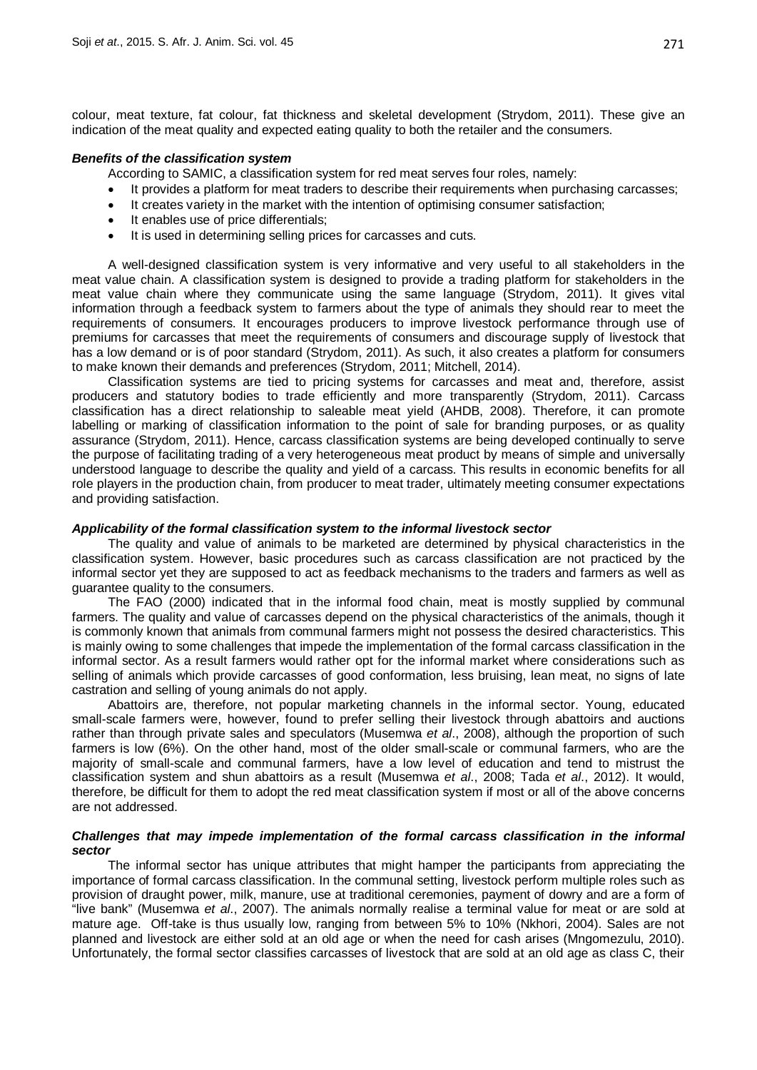colour, meat texture, fat colour, fat thickness and skeletal development (Strydom, 2011). These give an indication of the meat quality and expected eating quality to both the retailer and the consumers.

### *Benefits of the classification system*

According to SAMIC, a classification system for red meat serves four roles, namely:

- It provides a platform for meat traders to describe their requirements when purchasing carcasses;
- It creates variety in the market with the intention of optimising consumer satisfaction;
- It enables use of price differentials;
- It is used in determining selling prices for carcasses and cuts.

A well-designed classification system is very informative and very useful to all stakeholders in the meat value chain. A classification system is designed to provide a trading platform for stakeholders in the meat value chain where they communicate using the same language (Strydom, 2011). It gives vital information through a feedback system to farmers about the type of animals they should rear to meet the requirements of consumers. It encourages producers to improve livestock performance through use of premiums for carcasses that meet the requirements of consumers and discourage supply of livestock that has a low demand or is of poor standard (Strydom, 2011). As such, it also creates a platform for consumers to make known their demands and preferences (Strydom, 2011; Mitchell, 2014).

Classification systems are tied to pricing systems for carcasses and meat and, therefore, assist producers and statutory bodies to trade efficiently and more transparently (Strydom, 2011). Carcass classification has a direct relationship to saleable meat yield (AHDB, 2008). Therefore, it can promote labelling or marking of classification information to the point of sale for branding purposes, or as quality assurance (Strydom, 2011). Hence, carcass classification systems are being developed continually to serve the purpose of facilitating trading of a very heterogeneous meat product by means of simple and universally understood language to describe the quality and yield of a carcass. This results in economic benefits for all role players in the production chain, from producer to meat trader, ultimately meeting consumer expectations and providing satisfaction.

### *Applicability of the formal classification system to the informal livestock sector*

The quality and value of animals to be marketed are determined by physical characteristics in the classification system. However, basic procedures such as carcass classification are not practiced by the informal sector yet they are supposed to act as feedback mechanisms to the traders and farmers as well as guarantee quality to the consumers.

The FAO (2000) indicated that in the informal food chain, meat is mostly supplied by communal farmers. The quality and value of carcasses depend on the physical characteristics of the animals, though it is commonly known that animals from communal farmers might not possess the desired characteristics. This is mainly owing to some challenges that impede the implementation of the formal carcass classification in the informal sector. As a result farmers would rather opt for the informal market where considerations such as selling of animals which provide carcasses of good conformation, less bruising, lean meat, no signs of late castration and selling of young animals do not apply.

Abattoirs are, therefore, not popular marketing channels in the informal sector. Young, educated small-scale farmers were, however, found to prefer selling their livestock through abattoirs and auctions rather than through private sales and speculators (Musemwa *et al*., 2008), although the proportion of such farmers is low (6%). On the other hand, most of the older small-scale or communal farmers, who are the majority of small-scale and communal farmers, have a low level of education and tend to mistrust the classification system and shun abattoirs as a result (Musemwa *et al*., 2008; Tada *et al*., 2012). It would, therefore, be difficult for them to adopt the red meat classification system if most or all of the above concerns are not addressed.

### *Challenges that may impede implementation of the formal carcass classification in the informal sector*

The informal sector has unique attributes that might hamper the participants from appreciating the importance of formal carcass classification. In the communal setting, livestock perform multiple roles such as provision of draught power, milk, manure, use at traditional ceremonies, payment of dowry and are a form of "live bank" (Musemwa *et al*., 2007). The animals normally realise a terminal value for meat or are sold at mature age. Off-take is thus usually low, ranging from between 5% to 10% (Nkhori, 2004). Sales are not planned and livestock are either sold at an old age or when the need for cash arises (Mngomezulu, 2010). Unfortunately, the formal sector classifies carcasses of livestock that are sold at an old age as class C, their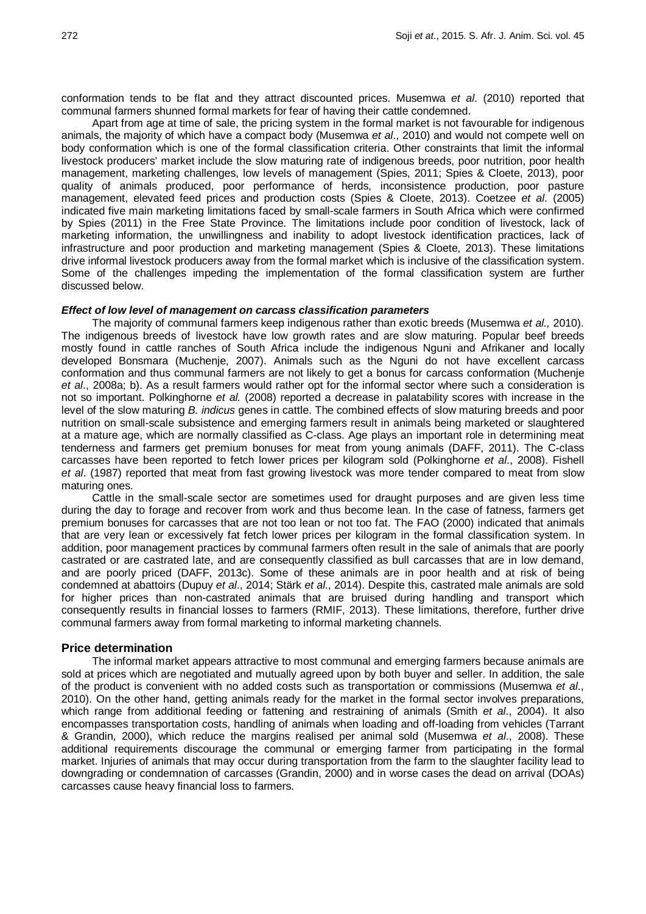conformation tends to be flat and they attract discounted prices. Musemwa *et al*. (2010) reported that communal farmers shunned formal markets for fear of having their cattle condemned.

Apart from age at time of sale, the pricing system in the formal market is not favourable for indigenous animals, the majority of which have a compact body (Musemwa *et al*., 2010) and would not compete well on body conformation which is one of the formal classification criteria. Other constraints that limit the informal livestock producers' market include the slow maturing rate of indigenous breeds, poor nutrition, poor health management, marketing challenges, low levels of management (Spies, 2011; Spies & Cloete, 2013), poor quality of animals produced, poor performance of herds, inconsistence production, poor pasture management, elevated feed prices and production costs (Spies & Cloete, 2013). Coetzee *et al*. (2005) indicated five main marketing limitations faced by small-scale farmers in South Africa which were confirmed by Spies (2011) in the Free State Province. The limitations include poor condition of livestock, lack of marketing information, the unwillingness and inability to adopt livestock identification practices, lack of infrastructure and poor production and marketing management (Spies & Cloete, 2013). These limitations drive informal livestock producers away from the formal market which is inclusive of the classification system. Some of the challenges impeding the implementation of the formal classification system are further discussed below.

### *Effect of low level of management on carcass classification parameters*

The majority of communal farmers keep indigenous rather than exotic breeds (Musemwa *et al.,* 2010). The indigenous breeds of livestock have low growth rates and are slow maturing. Popular beef breeds mostly found in cattle ranches of South Africa include the indigenous Nguni and Afrikaner and locally developed Bonsmara (Muchenje, 2007). Animals such as the Nguni do not have excellent carcass conformation and thus communal farmers are not likely to get a bonus for carcass conformation (Muchenje *et al*., 2008a; b). As a result farmers would rather opt for the informal sector where such a consideration is not so important. Polkinghorne *et al.* (2008) reported a decrease in palatability scores with increase in the level of the slow maturing *B. indicus* genes in cattle. The combined effects of slow maturing breeds and poor nutrition on small-scale subsistence and emerging farmers result in animals being marketed or slaughtered at a mature age, which are normally classified as C-class. Age plays an important role in determining meat tenderness and farmers get premium bonuses for meat from young animals (DAFF, 2011). The C-class carcasses have been reported to fetch lower prices per kilogram sold (Polkinghorne *et al*., 2008). Fishell *et al*. (1987) reported that meat from fast growing livestock was more tender compared to meat from slow maturing ones.

Cattle in the small-scale sector are sometimes used for draught purposes and are given less time during the day to forage and recover from work and thus become lean. In the case of fatness, farmers get premium bonuses for carcasses that are not too lean or not too fat. The FAO (2000) indicated that animals that are very lean or excessively fat fetch lower prices per kilogram in the formal classification system. In addition, poor management practices by communal farmers often result in the sale of animals that are poorly castrated or are castrated late, and are consequently classified as bull carcasses that are in low demand, and are poorly priced (DAFF, 2013c). Some of these animals are in poor health and at risk of being condemned at abattoirs (Dupuy *et al*., 2014; Stärk *et al*., 2014). Despite this, castrated male animals are sold for higher prices than non-castrated animals that are bruised during handling and transport which consequently results in financial losses to farmers (RMIF, 2013). These limitations, therefore, further drive communal farmers away from formal marketing to informal marketing channels.

## Price determination

The informal market appears attractive to most communal and emerging farmers because animals are sold at prices which are negotiated and mutually agreed upon by both buyer and seller. In addition, the sale of the product is convenient with no added costs such as transportation or commissions (Musemwa *et al*., 2010). On the other hand, getting animals ready for the market in the formal sector involves preparations, which range from additional feeding or fattening and restraining of animals (Smith *et al*., 2004). It also encompasses transportation costs, handling of animals when loading and off-loading from vehicles (Tarrant & Grandin, 2000), which reduce the margins realised per animal sold (Musemwa *et al*., 2008). These additional requirements discourage the communal or emerging farmer from participating in the formal market. Injuries of animals that may occur during transportation from the farm to the slaughter facility lead to downgrading or condemnation of carcasses (Grandin, 2000) and in worse cases the dead on arrival (DOAs) carcasses cause heavy financial loss to farmers.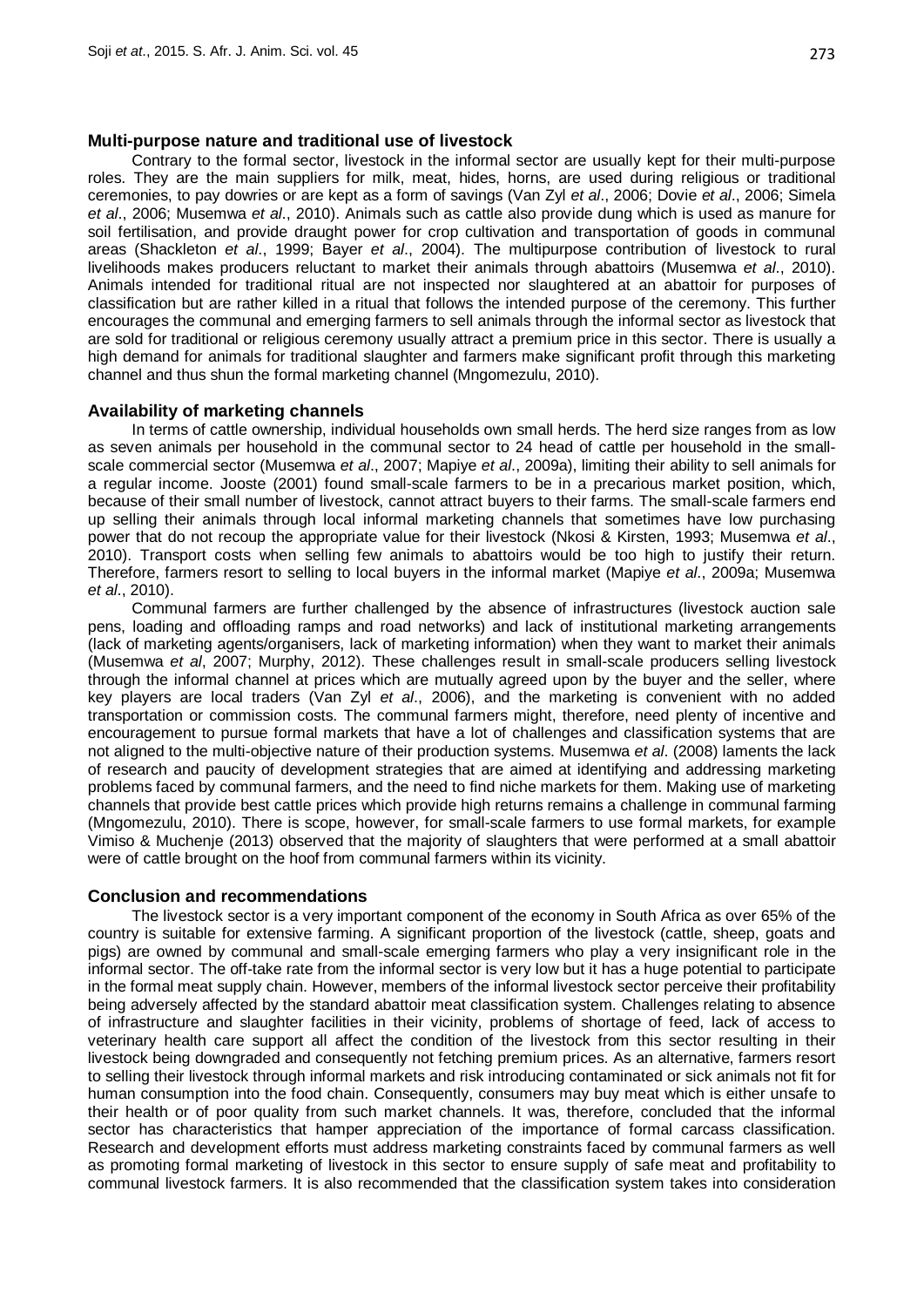## Multi-purpose nature and traditional use of livestock

Contrary to the formal sector, livestock in the informal sector are usually kept for their multi-purpose roles. They are the main suppliers for milk, meat, hides, horns, are used during religious or traditional ceremonies, to pay dowries or are kept as a form of savings (Van Zyl *et al*., 2006; Dovie *et al*., 2006; Simela *et al*., 2006; Musemwa *et al*., 2010). Animals such as cattle also provide dung which is used as manure for soil fertilisation, and provide draught power for crop cultivation and transportation of goods in communal areas (Shackleton *et al*., 1999; Bayer *et al*., 2004). The multipurpose contribution of livestock to rural livelihoods makes producers reluctant to market their animals through abattoirs (Musemwa *et al*., 2010). Animals intended for traditional ritual are not inspected nor slaughtered at an abattoir for purposes of classification but are rather killed in a ritual that follows the intended purpose of the ceremony. This further encourages the communal and emerging farmers to sell animals through the informal sector as livestock that are sold for traditional or religious ceremony usually attract a premium price in this sector. There is usually a high demand for animals for traditional slaughter and farmers make significant profit through this marketing channel and thus shun the formal marketing channel (Mngomezulu, 2010).

## Availability of marketing channels

In terms of cattle ownership, individual households own small herds. The herd size ranges from as low as seven animals per household in the communal sector to 24 head of cattle per household in the small-scale commercial sector (Musemwa *et al*., 2007; Mapiye *et al*., 2009a), limiting their ability to sell animals for a regular income. Jooste (2001) found small-scale farmers to be in a precarious market position, which, because of their small number of livestock, cannot attract buyers to their farms. The small-scale farmers end up selling their animals through local informal marketing channels that sometimes have low purchasing power that do not recoup the appropriate value for their livestock (Nkosi & Kirsten, 1993; Musemwa *et al*., 2010). Transport costs when selling few animals to abattoirs would be too high to justify their return. Therefore, farmers resort to selling to local buyers in the informal market (Mapiye *et al*., 2009a; Musemwa *et al*., 2010).

Communal farmers are further challenged by the absence of infrastructures (livestock auction sale pens, loading and offloading ramps and road networks) and lack of institutional marketing arrangements (lack of marketing agents/organisers, lack of marketing information) when they want to market their animals (Musemwa *et al*, 2007; Murphy, 2012). These challenges result in small-scale producers selling livestock through the informal channel at prices which are mutually agreed upon by the buyer and the seller, where key players are local traders (Van Zyl *et al*., 2006), and the marketing is convenient with no added transportation or commission costs. The communal farmers might, therefore, need plenty of incentive and encouragement to pursue formal markets that have a lot of challenges and classification systems that are not aligned to the multi-objective nature of their production systems. Musemwa *et al*. (2008) laments the lack of research and paucity of development strategies that are aimed at identifying and addressing marketing problems faced by communal farmers, and the need to find niche markets for them. Making use of marketing channels that provide best cattle prices which provide high returns remains a challenge in communal farming (Mngomezulu, 2010). There is scope, however, for small-scale farmers to use formal markets, for example Vimiso & Muchenje (2013) observed that the majority of slaughters that were performed at a small abattoir were of cattle brought on the hoof from communal farmers within its vicinity.

## Conclusion and recommendations

The livestock sector is a very important component of the economy in South Africa as over 65% of the country is suitable for extensive farming. A significant proportion of the livestock (cattle, sheep, goats and pigs) are owned by communal and small-scale emerging farmers who play a very insignificant role in the informal sector. The off-take rate from the informal sector is very low but it has a huge potential to participate in the formal meat supply chain. However, members of the informal livestock sector perceive their profitability being adversely affected by the standard abattoir meat classification system. Challenges relating to absence of infrastructure and slaughter facilities in their vicinity, problems of shortage of feed, lack of access to veterinary health care support all affect the condition of the livestock from this sector resulting in their livestock being downgraded and consequently not fetching premium prices. As an alternative, farmers resort to selling their livestock through informal markets and risk introducing contaminated or sick animals not fit for human consumption into the food chain. Consequently, consumers may buy meat which is either unsafe to their health or of poor quality from such market channels. It was, therefore, concluded that the informal sector has characteristics that hamper appreciation of the importance of formal carcass classification. Research and development efforts must address marketing constraints faced by communal farmers as well as promoting formal marketing of livestock in this sector to ensure supply of safe meat and profitability to communal livestock farmers. It is also recommended that the classification system takes into consideration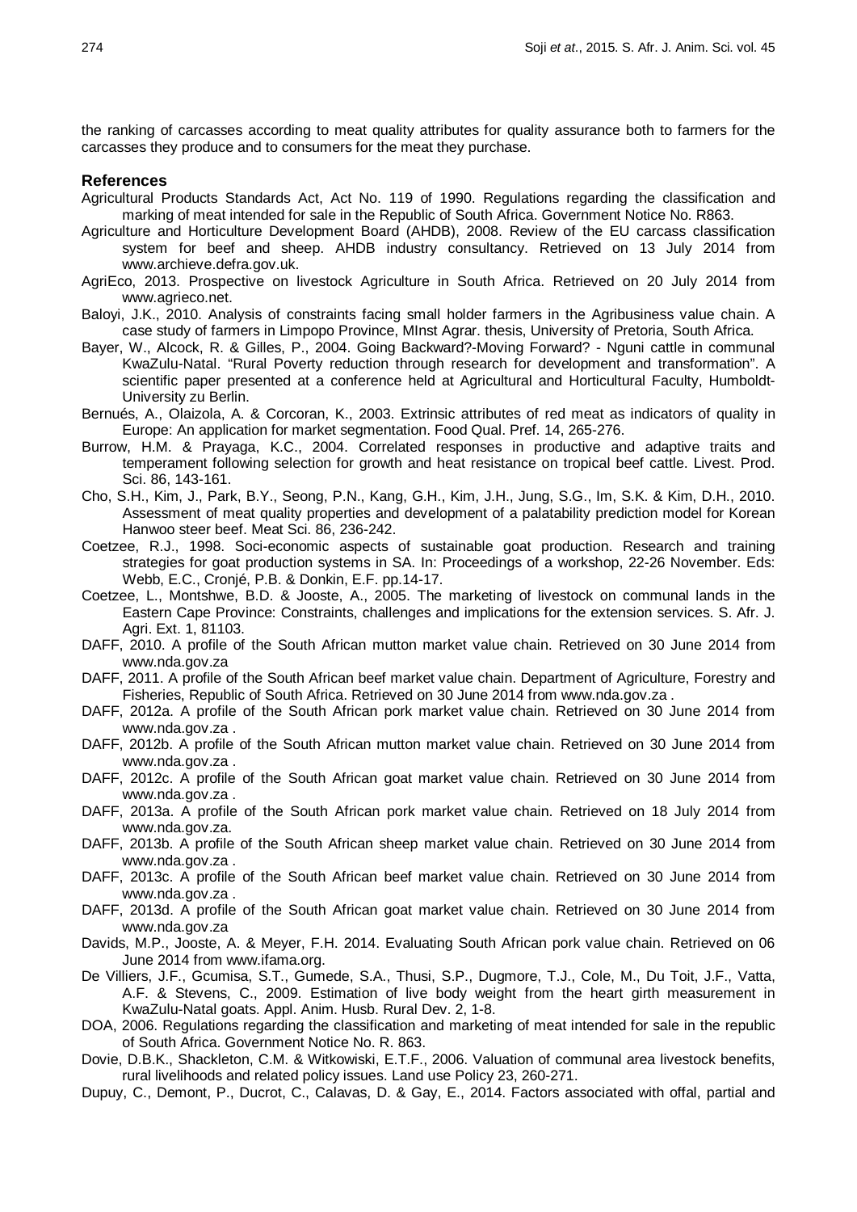the ranking of carcasses according to meat quality attributes for quality assurance both to farmers for the carcasses they produce and to consumers for the meat they purchase.

## References

Agricultural Products Standards Act, Act No. 119 of 1990. Regulations regarding the classification and marking of meat intended for sale in the Republic of South Africa. Government Notice No. R863.

Agriculture and Horticulture Development Board (AHDB), 2008. Review of the EU carcass classification system for beef and sheep. AHDB industry consultancy. Retrieved on 13 July 2014 from www.archieve.defra.gov.uk.

AgriEco, 2013. Prospective on livestock Agriculture in South Africa. Retrieved on 20 July 2014 from www.agrieco.net.

Baloyi, J.K., 2010. Analysis of constraints facing small holder farmers in the Agribusiness value chain. A case study of farmers in Limpopo Province, MInst Agrar. thesis, University of Pretoria, South Africa.

Bayer, W., Alcock, R. & Gilles, P., 2004. Going Backward?-Moving Forward? - Nguni cattle in communal KwaZulu-Natal. "Rural Poverty reduction through research for development and transformation". A scientific paper presented at a conference held at Agricultural and Horticultural Faculty, Humboldt-University zu Berlin.

Bernués, A., Olaizola, A. & Corcoran, K., 2003. Extrinsic attributes of red meat as indicators of quality in Europe: An application for market segmentation. Food Qual. Pref. 14, 265-276.

Burrow, H.M. & Prayaga, K.C., 2004. Correlated responses in productive and adaptive traits and temperament following selection for growth and heat resistance on tropical beef cattle. Livest. Prod. Sci. 86, 143-161.

Cho, S.H., Kim, J., Park, B.Y., Seong, P.N., Kang, G.H., Kim, J.H., Jung, S.G., Im, S.K. & Kim, D.H., 2010. Assessment of meat quality properties and development of a palatability prediction model for Korean Hanwoo steer beef. Meat Sci. 86, 236-242.

Coetzee, R.J., 1998. Soci-economic aspects of sustainable goat production. Research and training strategies for goat production systems in SA. In: Proceedings of a workshop, 22-26 November. Eds: Webb, E.C., Cronjé, P.B. & Donkin, E.F. pp.14-17.

Coetzee, L., Montshwe, B.D. & Jooste, A., 2005. The marketing of livestock on communal lands in the Eastern Cape Province: Constraints, challenges and implications for the extension services. S. Afr. J. Agri. Ext. 1, 81103.

DAFF, 2010. A profile of the South African mutton market value chain. Retrieved on 30 June 2014 from www.nda.gov.za

DAFF, 2011. A profile of the South African beef market value chain. Department of Agriculture, Forestry and Fisheries, Republic of South Africa. Retrieved on 30 June 2014 from www.nda.gov.za .

DAFF, 2012a. A profile of the South African pork market value chain. Retrieved on 30 June 2014 from www.nda.gov.za .

DAFF, 2012b. A profile of the South African mutton market value chain. Retrieved on 30 June 2014 from www.nda.gov.za .

DAFF, 2012c. A profile of the South African goat market value chain. Retrieved on 30 June 2014 from www.nda.gov.za .

DAFF, 2013a. A profile of the South African pork market value chain. Retrieved on 18 July 2014 from www.nda.gov.za.

DAFF, 2013b. A profile of the South African sheep market value chain. Retrieved on 30 June 2014 from www.nda.gov.za .

DAFF, 2013c. A profile of the South African beef market value chain. Retrieved on 30 June 2014 from www.nda.gov.za .

DAFF, 2013d. A profile of the South African goat market value chain. Retrieved on 30 June 2014 from www.nda.gov.za

Davids, M.P., Jooste, A. & Meyer, F.H. 2014. Evaluating South African pork value chain. Retrieved on 06 June 2014 from www.ifama.org.

De Villiers, J.F., Gcumisa, S.T., Gumede, S.A., Thusi, S.P., Dugmore, T.J., Cole, M., Du Toit, J.F., Vatta, A.F. & Stevens, C., 2009. Estimation of live body weight from the heart girth measurement in KwaZulu-Natal goats. Appl. Anim. Husb. Rural Dev. 2, 1-8.

DOA, 2006. Regulations regarding the classification and marketing of meat intended for sale in the republic of South Africa. Government Notice No. R. 863.

Dovie, D.B.K., Shackleton, C.M. & Witkowiski, E.T.F., 2006. Valuation of communal area livestock benefits, rural livelihoods and related policy issues. Land use Policy 23, 260-271.

Dupuy, C., Demont, P., Ducrot, C., Calavas, D. & Gay, E., 2014. Factors associated with offal, partial and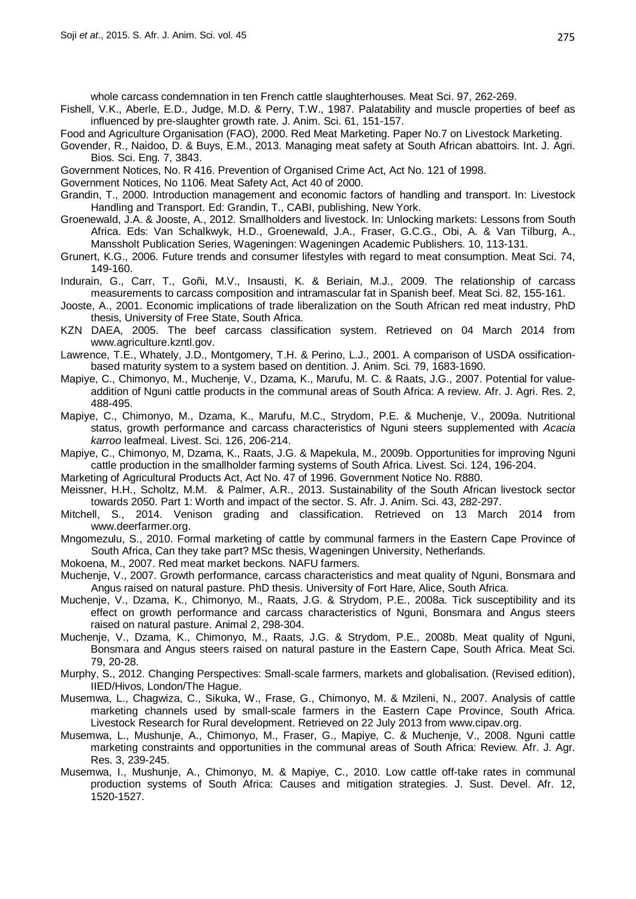whole carcass condemnation in ten French cattle slaughterhouses. Meat Sci. 97, 262-269.

Fishell, V.K., Aberle, E.D., Judge, M.D. & Perry, T.W., 1987. Palatability and muscle properties of beef as influenced by pre-slaughter growth rate. J. Anim. Sci. 61, 151-157.

Food and Agriculture Organisation (FAO), 2000. Red Meat Marketing. Paper No.7 on Livestock Marketing.

Govender, R., Naidoo, D. & Buys, E.M., 2013. Managing meat safety at South African abattoirs. Int. J. Agri. Bios. Sci. Eng. 7, 3843.

Government Notices, No. R 416. Prevention of Organised Crime Act, Act No. 121 of 1998.

Government Notices, No 1106. Meat Safety Act, Act 40 of 2000.

Grandin, T., 2000. Introduction management and economic factors of handling and transport. In: Livestock Handling and Transport. Ed: Grandin, T., CABI, publishing, New York.

Groenewald, J.A. & Jooste, A., 2012. Smallholders and livestock. In: Unlocking markets: Lessons from South Africa. Eds: Van Schalkwyk, H.D., Groenewald, J.A., Fraser, G.C.G., Obi, A. & Van Tilburg, A., Mansholt Publication Series, Wageningen: Wageningen Academic Publishers. 10, 113-131.

Grunert, K.G., 2006. Future trends and consumer lifestyles with regard to meat consumption. Meat Sci. 74, 149-160.

Indurain, G., Carr, T., Goñi, M.V., Insausti, K. & Beriain, M.J., 2009. The relationship of carcass measurements to carcass composition and intramascular fat in Spanish beef. Meat Sci. 82, 155-161.

Jooste, A., 2001. Economic implications of trade liberalization on the South African red meat industry, PhD thesis, University of Free State, South Africa.

KZN DAEA, 2005. The beef carcass classification system. Retrieved on 04 March 2014 from www.agriculture.kzntl.gov.

Lawrence, T.E., Whately, J.D., Montgomery, T.H. & Perino, L.J., 2001. A comparison of USDA ossification-based maturity system to a system based on dentition. J. Anim. Sci. 79, 1683-1690.

Mapiye, C., Chimonyo, M., Muchenje, V., Dzama, K., Marufu, M. C. & Raats, J.G., 2007. Potential for value-addition of Nguni cattle products in the communal areas of South Africa: A review. Afr. J. Agri. Res. 2, 488-495.

Mapiye, C., Chimonyo, M., Dzama, K., Marufu, M.C., Strydom, P.E. & Muchenje, V., 2009a. Nutritional status, growth performance and carcass characteristics of Nguni steers supplemented with *Acacia karroo* leafmeal. Livest. Sci. 126, 206-214.

Mapiye, C., Chimonyo, M, Dzama, K., Raats, J.G. & Mapekula, M., 2009b. Opportunities for improving Nguni cattle production in the smallholder farming systems of South Africa. Livest. Sci. 124, 196-204.

Marketing of Agricultural Products Act, Act No. 47 of 1996. Government Notice No. R880.

Meissner, H.H., Scholtz, M.M. & Palmer, A.R., 2013. Sustainability of the South African livestock sector towards 2050. Part 1: Worth and impact of the sector. S. Afr. J. Anim. Sci. 43, 282-297.

Mitchell, S., 2014. Venison grading and classification. Retrieved on 13 March 2014 from www.deerfarmer.org.

Mngomezulu, S., 2010. Formal marketing of cattle by communal farmers in the Eastern Cape Province of South Africa, Can they take part? MSc thesis, Wageningen University, Netherlands.

Mokoena, M., 2007. Red meat market beckons. NAFU farmers.

Muchenje, V., 2007. Growth performance, carcass characteristics and meat quality of Nguni, Bonsmara and Angus raised on natural pasture. PhD thesis. University of Fort Hare, Alice, South Africa.

Muchenje, V., Dzama, K., Chimonyo, M., Raats, J.G. & Strydom, P.E., 2008a. Tick susceptibility and its effect on growth performance and carcass characteristics of Nguni, Bonsmara and Angus steers raised on natural pasture. Animal 2, 298-304.

Muchenje, V., Dzama, K., Chimonyo, M., Raats, J.G. & Strydom, P.E., 2008b. Meat quality of Nguni, Bonsmara and Angus steers raised on natural pasture in the Eastern Cape, South Africa. Meat Sci. 79, 20-28.

Murphy, S., 2012. Changing Perspectives: Small-scale farmers, markets and globalisation. (Revised edition), IIED/Hivos, London/The Hague.

Musemwa, L., Chagwiza, C., Sikuka, W., Frase, G., Chimonyo, M. & Mzileni, N., 2007. Analysis of cattle marketing channels used by small-scale farmers in the Eastern Cape Province, South Africa. Livestock Research for Rural development. Retrieved on 22 July 2013 from www.cipav.org.

Musemwa, L., Mushunje, A., Chimonyo, M., Fraser, G., Mapiye, C. & Muchenje, V., 2008. Nguni cattle marketing constraints and opportunities in the communal areas of South Africa: Review. Afr. J. Agr. Res. 3, 239-245.

Musemwa, I., Mushunje, A., Chimonyo, M. & Mapiye, C., 2010. Low cattle off-take rates in communal production systems of South Africa: Causes and mitigation strategies. J. Sust. Devel. Afr. 12, 1520-1527.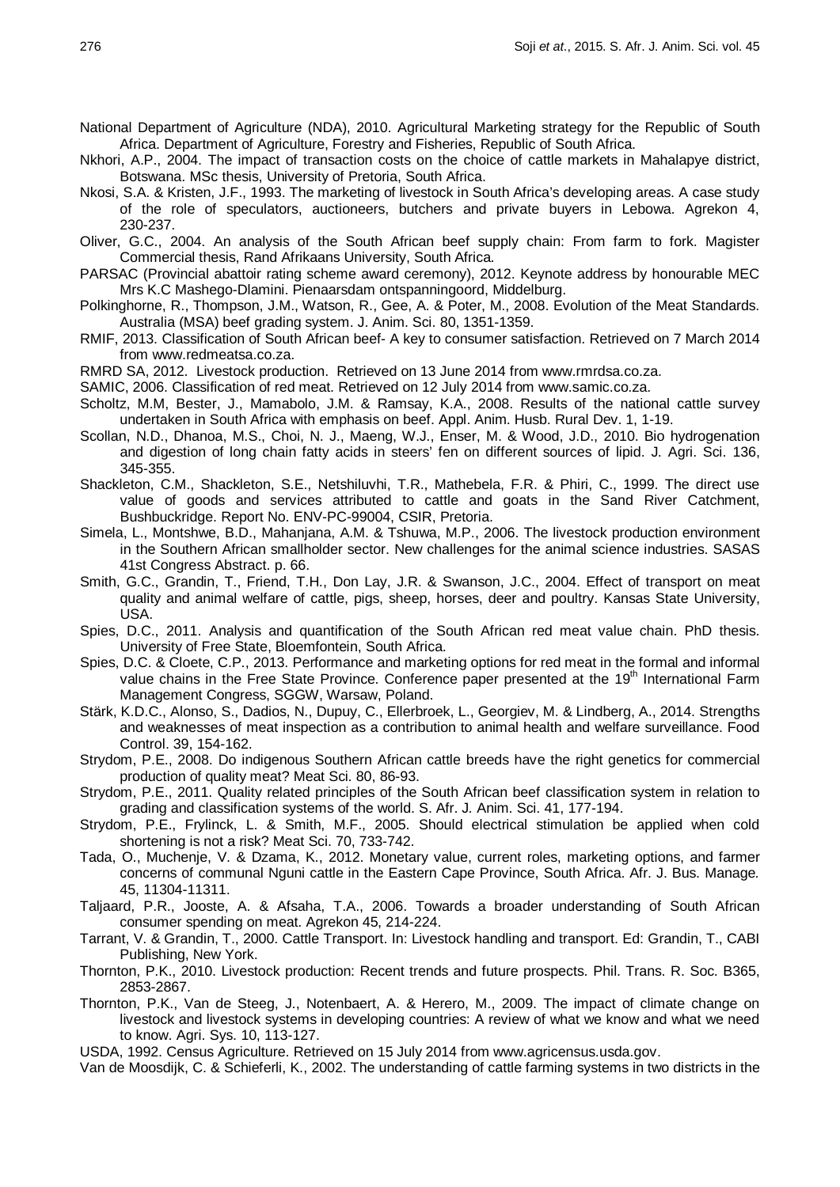National Department of Agriculture (NDA), 2010. Agricultural Marketing strategy for the Republic of South Africa. Department of Agriculture, Forestry and Fisheries, Republic of South Africa.

Nkhori, A.P., 2004. The impact of transaction costs on the choice of cattle markets in Mahalapye district, Botswana. MSc thesis, University of Pretoria, South Africa.

Nkosi, S.A. & Kristen, J.F., 1993. The marketing of livestock in South Africa's developing areas. A case study of the role of speculators, auctioneers, butchers and private buyers in Lebowa. Agrekon 4, 230-237.

Oliver, G.C., 2004. An analysis of the South African beef supply chain: From farm to fork. Magister Commercial thesis, Rand Afrikaans University, South Africa.

PARSAC (Provincial abattoir rating scheme award ceremony), 2012. Keynote address by honourable MEC Mrs K.C Mashego-Dlamini. Pienaarsdam ontspanningoord, Middelburg.

Polkinghorne, R., Thompson, J.M., Watson, R., Gee, A. & Poter, M., 2008. Evolution of the Meat Standards. Australia (MSA) beef grading system. J. Anim. Sci. 80, 1351-1359.

RMIF, 2013. Classification of South African beef- A key to consumer satisfaction. Retrieved on 7 March 2014 from www.redmeatsa.co.za.

RMRD SA, 2012. Livestock production. Retrieved on 13 June 2014 from www.rmrdsa.co.za.

SAMIC, 2006. Classification of red meat. Retrieved on 12 July 2014 from www.samic.co.za.

Scholtz, M.M, Bester, J., Mamabolo, J.M. & Ramsay, K.A., 2008. Results of the national cattle survey undertaken in South Africa with emphasis on beef. Appl. Anim. Husb. Rural Dev. 1, 1-19.

Scollan, N.D., Dhanoa, M.S., Choi, N. J., Maeng, W.J., Enser, M. & Wood, J.D., 2010. Bio hydrogenation and digestion of long chain fatty acids in steers' fen on different sources of lipid. J. Agri. Sci. 136, 345-355.

Shackleton, C.M., Shackleton, S.E., Netshiluvhi, T.R., Mathebela, F.R. & Phiri, C., 1999. The direct use value of goods and services attributed to cattle and goats in the Sand River Catchment, Bushbuckridge. Report No. ENV-PC-99004, CSIR, Pretoria.

Simela, L., Montshwe, B.D., Mahanjana, A.M. & Tshuwa, M.P., 2006. The livestock production environment in the Southern African smallholder sector. New challenges for the animal science industries. SASAS 41st Congress Abstract. p. 66.

Smith, G.C., Grandin, T., Friend, T.H., Don Lay, J.R. & Swanson, J.C., 2004. Effect of transport on meat quality and animal welfare of cattle, pigs, sheep, horses, deer and poultry. Kansas State University, USA.

Spies, D.C., 2011. Analysis and quantification of the South African red meat value chain. PhD thesis. University of Free State, Bloemfontein, South Africa.

Spies, D.C. & Cloete, C.P., 2013. Performance and marketing options for red meat in the formal and informal value chains in the Free State Province. Conference paper presented at the 19th International Farm Management Congress, SGGW, Warsaw, Poland.

Stärk, K.D.C., Alonso, S., Dadios, N., Dupuy, C., Ellerbroek, L., Georgiev, M. & Lindberg, A., 2014. Strengths and weaknesses of meat inspection as a contribution to animal health and welfare surveillance. Food Control. 39, 154-162.

Strydom, P.E., 2008. Do indigenous Southern African cattle breeds have the right genetics for commercial production of quality meat? Meat Sci. 80, 86-93.

Strydom, P.E., 2011. Quality related principles of the South African beef classification system in relation to grading and classification systems of the world. S. Afr. J. Anim. Sci. 41, 177-194.

Strydom, P.E., Frylinck, L. & Smith, M.F., 2005. Should electrical stimulation be applied when cold shortening is not a risk? Meat Sci. 70, 733-742.

Tada, O., Muchenje, V. & Dzama, K., 2012. Monetary value, current roles, marketing options, and farmer concerns of communal Nguni cattle in the Eastern Cape Province, South Africa. Afr. J. Bus. Manage. 45, 11304-11311.

Taljaard, P.R., Jooste, A. & Afsaha, T.A., 2006. Towards a broader understanding of South African consumer spending on meat. Agrekon 45, 214-224.

Tarrant, V. & Grandin, T., 2000. Cattle Transport. In: Livestock handling and transport. Ed: Grandin, T., CABI Publishing, New York.

Thornton, P.K., 2010. Livestock production: Recent trends and future prospects. Phil. Trans. R. Soc. B365, 2853-2867.

Thornton, P.K., Van de Steeg, J., Notenbaert, A. & Herero, M., 2009. The impact of climate change on livestock and livestock systems in developing countries: A review of what we know and what we need to know. Agri. Sys. 10, 113-127.

USDA, 1992. Census Agriculture. Retrieved on 15 July 2014 from www.agricensus.usda.gov.

Van de Moosdijk, C. & Schieferli, K., 2002. The understanding of cattle farming systems in two districts in the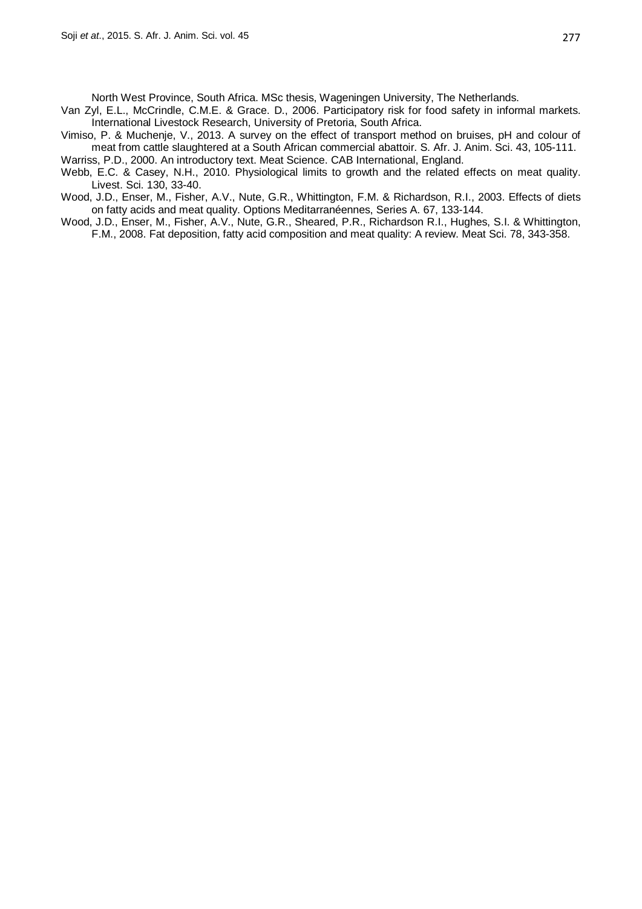North West Province, South Africa. MSc thesis, Wageningen University, The Netherlands.

Van Zyl, E.L., McCrindle, C.M.E. & Grace. D., 2006. Participatory risk for food safety in informal markets. International Livestock Research, University of Pretoria, South Africa.

Vimiso, P. & Muchenje, V., 2013. A survey on the effect of transport method on bruises, pH and colour of meat from cattle slaughtered at a South African commercial abattoir. S. Afr. J. Anim. Sci. 43, 105-111.

Warriss, P.D., 2000. An introductory text. Meat Science. CAB International, England.

Webb, E.C. & Casey, N.H., 2010. Physiological limits to growth and the related effects on meat quality. Livest. Sci. 130, 33-40.

Wood, J.D., Enser, M., Fisher, A.V., Nute, G.R., Whittington, F.M. & Richardson, R.I., 2003. Effects of diets on fatty acids and meat quality. Options Meditarranéennes, Series A. 67, 133-144.

Wood, J.D., Enser, M., Fisher, A.V., Nute, G.R., Sheared, P.R., Richardson R.I., Hughes, S.I. & Whittington, F.M., 2008. Fat deposition, fatty acid composition and meat quality: A review. Meat Sci. 78, 343-358.